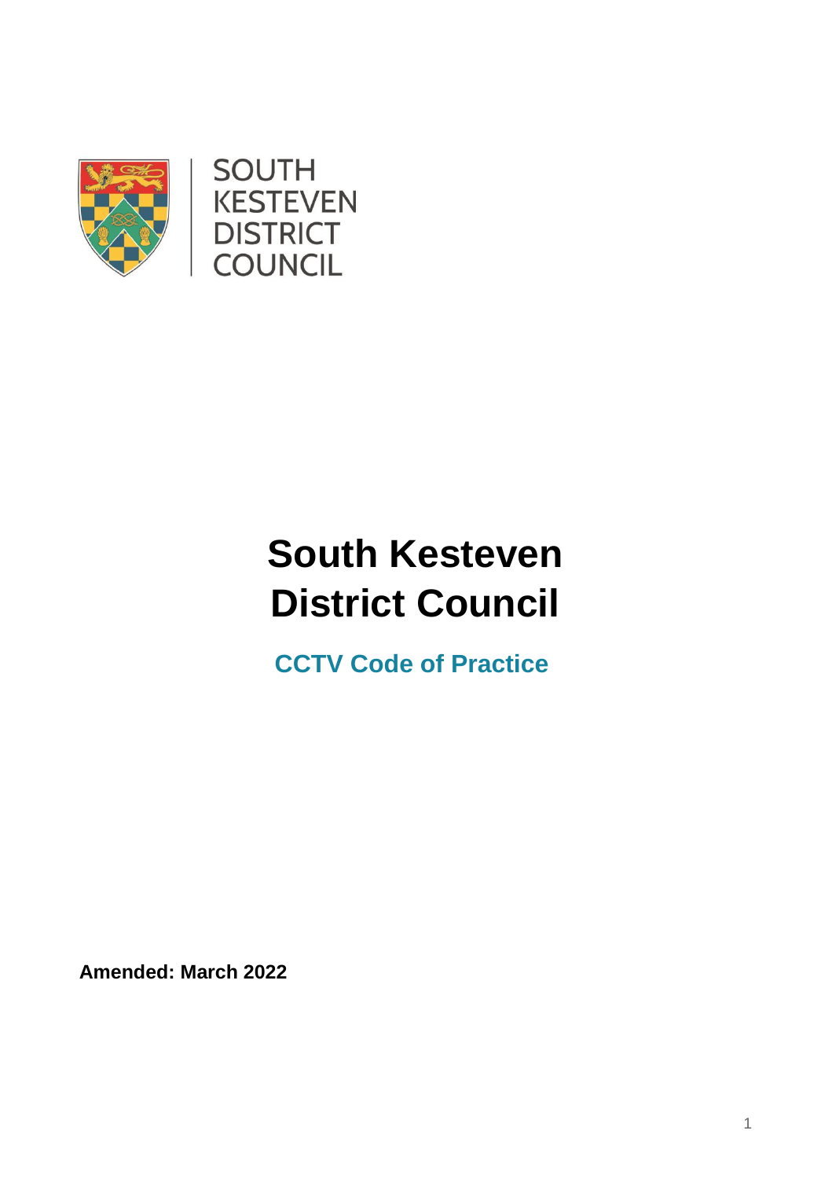SOUTH KESTEVEN DISTRICT COUNCIL

# South Kesteven District Council

## CCTV Code of Practice

**Amended: March 2022**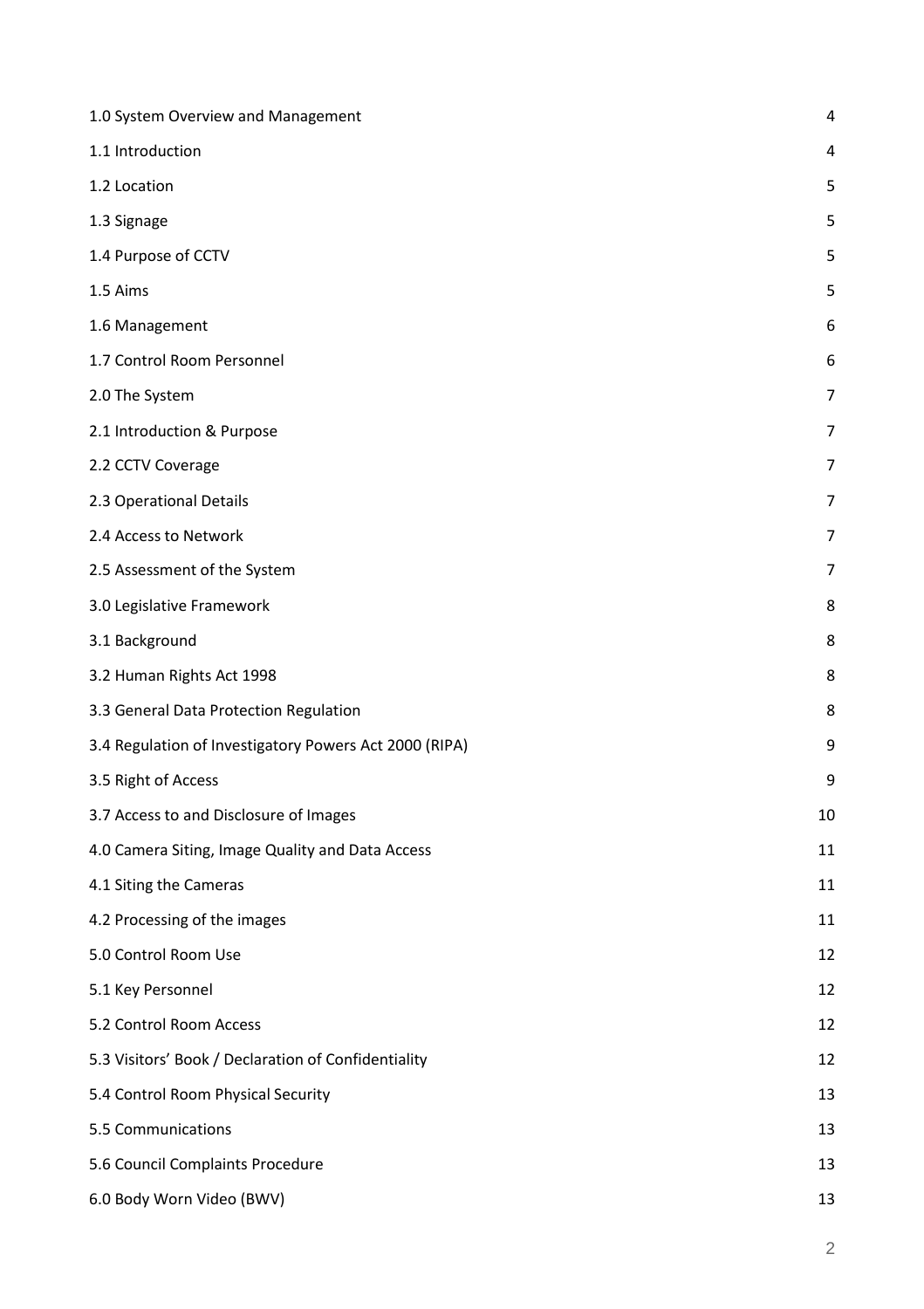| | |
|---|---|
| 1.0 System Overview and Management | 4 |
| 1.1 Introduction | 4 |
| 1.2 Location | 5 |
| 1.3 Signage | 5 |
| 1.4 Purpose of CCTV | 5 |
| 1.5 Aims | 5 |
| 1.6 Management | 6 |
| 1.7 Control Room Personnel | 6 |
| 2.0 The System | 7 |
| 2.1 Introduction & Purpose | 7 |
| 2.2 CCTV Coverage | 7 |
| 2.3 Operational Details | 7 |
| 2.4 Access to Network | 7 |
| 2.5 Assessment of the System | 7 |
| 3.0 Legislative Framework | 8 |
| 3.1 Background | 8 |
| 3.2 Human Rights Act 1998 | 8 |
| 3.3 General Data Protection Regulation | 8 |
| 3.4 Regulation of Investigatory Powers Act 2000 (RIPA) | 9 |
| 3.5 Right of Access | 9 |
| 3.7 Access to and Disclosure of Images | 10 |
| 4.0 Camera Siting, Image Quality and Data Access | 11 |
| 4.1 Siting the Cameras | 11 |
| 4.2 Processing of the images | 11 |
| 5.0 Control Room Use | 12 |
| 5.1 Key Personnel | 12 |
| 5.2 Control Room Access | 12 |
| 5.3 Visitors' Book / Declaration of Confidentiality | 12 |
| 5.4 Control Room Physical Security | 13 |
| 5.5 Communications | 13 |
| 5.6 Council Complaints Procedure | 13 |
| 6.0 Body Worn Video (BWV) | 13 |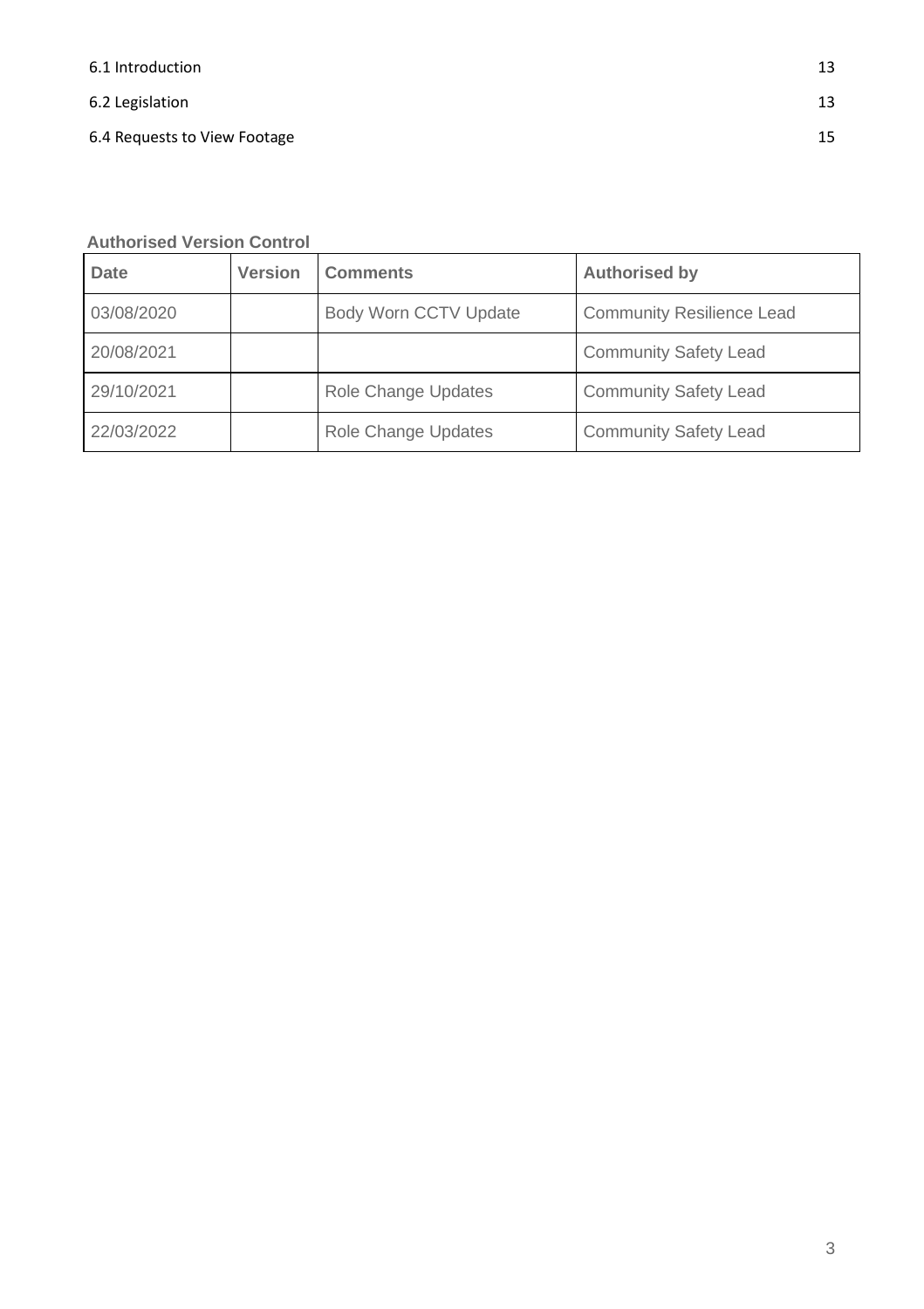6.1 Introduction 13

6.2 Legislation 13

6.4 Requests to View Footage 15

**Authorised Version Control**

| Date | Version | Comments | Authorised by |
| --- | --- | --- | --- |
| 03/08/2020 | | Body Worn CCTV Update | Community Resilience Lead |
| 20/08/2021 | | | Community Safety Lead |
| 29/10/2021 | | Role Change Updates | Community Safety Lead |
| 22/03/2022 | | Role Change Updates | Community Safety Lead |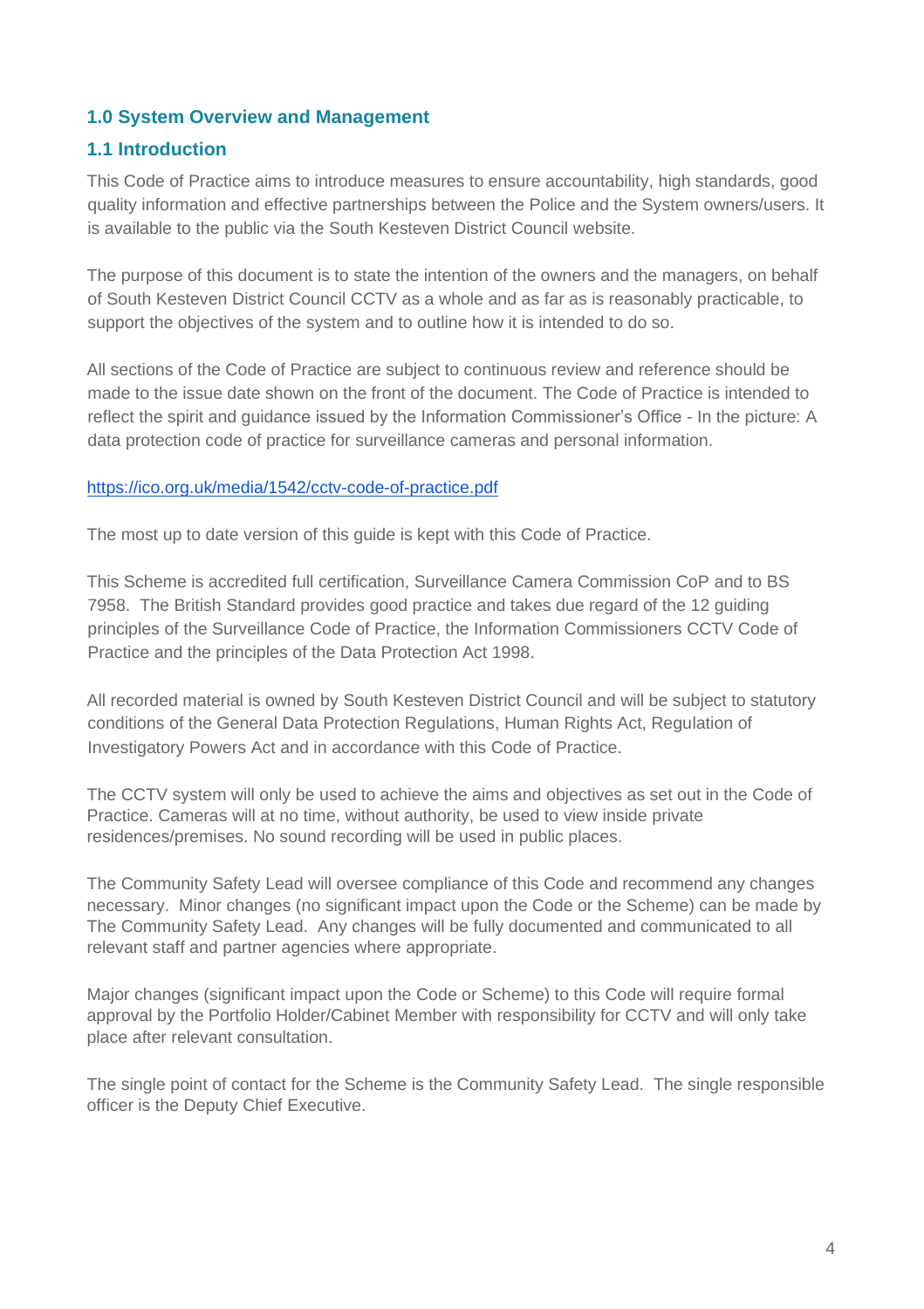## 1.0 System Overview and Management

### 1.1 Introduction

This Code of Practice aims to introduce measures to ensure accountability, high standards, good quality information and effective partnerships between the Police and the System owners/users. It is available to the public via the South Kesteven District Council website.

The purpose of this document is to state the intention of the owners and the managers, on behalf of South Kesteven District Council CCTV as a whole and as far as is reasonably practicable, to support the objectives of the system and to outline how it is intended to do so.

All sections of the Code of Practice are subject to continuous review and reference should be made to the issue date shown on the front of the document. The Code of Practice is intended to reflect the spirit and guidance issued by the Information Commissioner's Office - In the picture: A data protection code of practice for surveillance cameras and personal information.

https://ico.org.uk/media/1542/cctv-code-of-practice.pdf

The most up to date version of this guide is kept with this Code of Practice.

This Scheme is accredited full certification, Surveillance Camera Commission CoP and to BS 7958. The British Standard provides good practice and takes due regard of the 12 guiding principles of the Surveillance Code of Practice, the Information Commissioners CCTV Code of Practice and the principles of the Data Protection Act 1998.

All recorded material is owned by South Kesteven District Council and will be subject to statutory conditions of the General Data Protection Regulations, Human Rights Act, Regulation of Investigatory Powers Act and in accordance with this Code of Practice.

The CCTV system will only be used to achieve the aims and objectives as set out in the Code of Practice. Cameras will at no time, without authority, be used to view inside private residences/premises. No sound recording will be used in public places.

The Community Safety Lead will oversee compliance of this Code and recommend any changes necessary. Minor changes (no significant impact upon the Code or the Scheme) can be made by The Community Safety Lead. Any changes will be fully documented and communicated to all relevant staff and partner agencies where appropriate.

Major changes (significant impact upon the Code or Scheme) to this Code will require formal approval by the Portfolio Holder/Cabinet Member with responsibility for CCTV and will only take place after relevant consultation.

The single point of contact for the Scheme is the Community Safety Lead. The single responsible officer is the Deputy Chief Executive.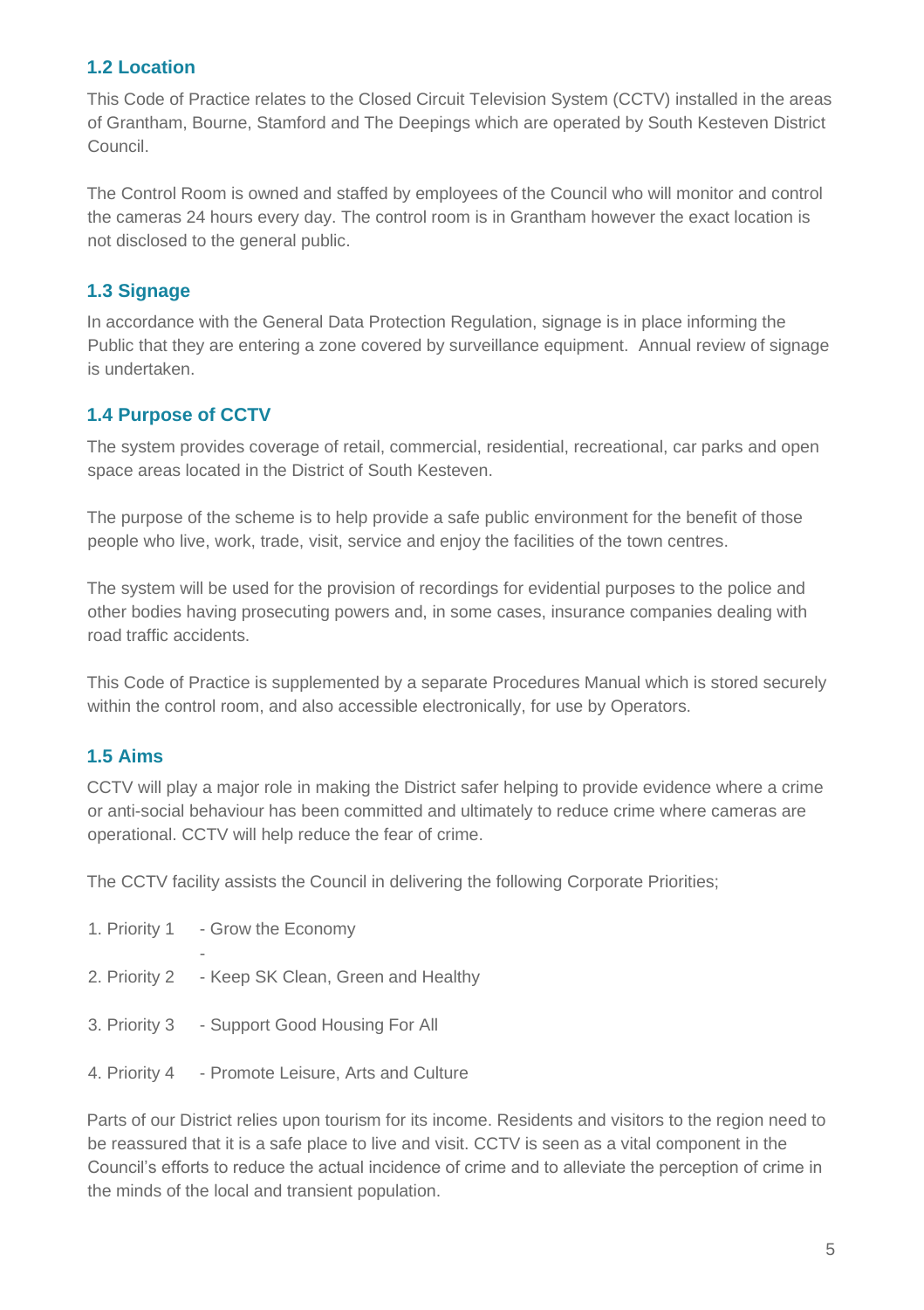## 1.2 Location

This Code of Practice relates to the Closed Circuit Television System (CCTV) installed in the areas of Grantham, Bourne, Stamford and The Deepings which are operated by South Kesteven District Council.

The Control Room is owned and staffed by employees of the Council who will monitor and control the cameras 24 hours every day. The control room is in Grantham however the exact location is not disclosed to the general public.

## 1.3 Signage

In accordance with the General Data Protection Regulation, signage is in place informing the Public that they are entering a zone covered by surveillance equipment. Annual review of signage is undertaken.

## 1.4 Purpose of CCTV

The system provides coverage of retail, commercial, residential, recreational, car parks and open space areas located in the District of South Kesteven.

The purpose of the scheme is to help provide a safe public environment for the benefit of those people who live, work, trade, visit, service and enjoy the facilities of the town centres.

The system will be used for the provision of recordings for evidential purposes to the police and other bodies having prosecuting powers and, in some cases, insurance companies dealing with road traffic accidents.

This Code of Practice is supplemented by a separate Procedures Manual which is stored securely within the control room, and also accessible electronically, for use by Operators.

## 1.5 Aims

CCTV will play a major role in making the District safer helping to provide evidence where a crime or anti-social behaviour has been committed and ultimately to reduce crime where cameras are operational. CCTV will help reduce the fear of crime.

The CCTV facility assists the Council in delivering the following Corporate Priorities;

1. Priority 1 - Grow the Economy
2. Priority 2 - Keep SK Clean, Green and Healthy
3. Priority 3 - Support Good Housing For All
4. Priority 4 - Promote Leisure, Arts and Culture

Parts of our District relies upon tourism for its income. Residents and visitors to the region need to be reassured that it is a safe place to live and visit. CCTV is seen as a vital component in the Council's efforts to reduce the actual incidence of crime and to alleviate the perception of crime in the minds of the local and transient population.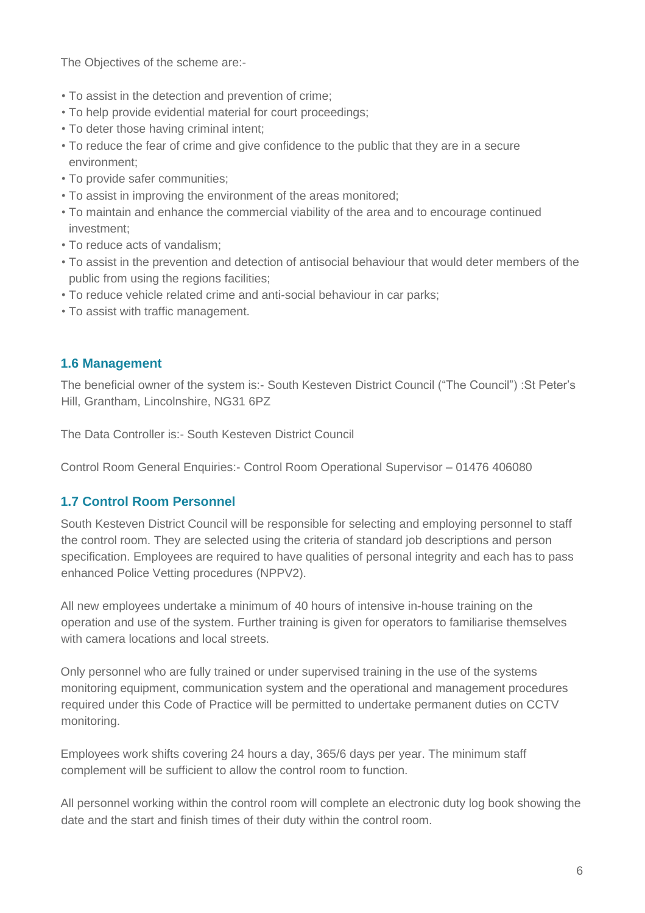The Objectives of the scheme are:-

- To assist in the detection and prevention of crime;
- To help provide evidential material for court proceedings;
- To deter those having criminal intent;
- To reduce the fear of crime and give confidence to the public that they are in a secure environment;
- To provide safer communities;
- To assist in improving the environment of the areas monitored;
- To maintain and enhance the commercial viability of the area and to encourage continued investment;
- To reduce acts of vandalism;
- To assist in the prevention and detection of antisocial behaviour that would deter members of the public from using the regions facilities;
- To reduce vehicle related crime and anti-social behaviour in car parks;
- To assist with traffic management.

### 1.6 Management

The beneficial owner of the system is:- South Kesteven District Council ("The Council") :St Peter's Hill, Grantham, Lincolnshire, NG31 6PZ

The Data Controller is:- South Kesteven District Council

Control Room General Enquiries:- Control Room Operational Supervisor – 01476 406080

### 1.7 Control Room Personnel

South Kesteven District Council will be responsible for selecting and employing personnel to staff the control room. They are selected using the criteria of standard job descriptions and person specification. Employees are required to have qualities of personal integrity and each has to pass enhanced Police Vetting procedures (NPPV2).

All new employees undertake a minimum of 40 hours of intensive in-house training on the operation and use of the system. Further training is given for operators to familiarise themselves with camera locations and local streets.

Only personnel who are fully trained or under supervised training in the use of the systems monitoring equipment, communication system and the operational and management procedures required under this Code of Practice will be permitted to undertake permanent duties on CCTV monitoring.

Employees work shifts covering 24 hours a day, 365/6 days per year. The minimum staff complement will be sufficient to allow the control room to function.

All personnel working within the control room will complete an electronic duty log book showing the date and the start and finish times of their duty within the control room.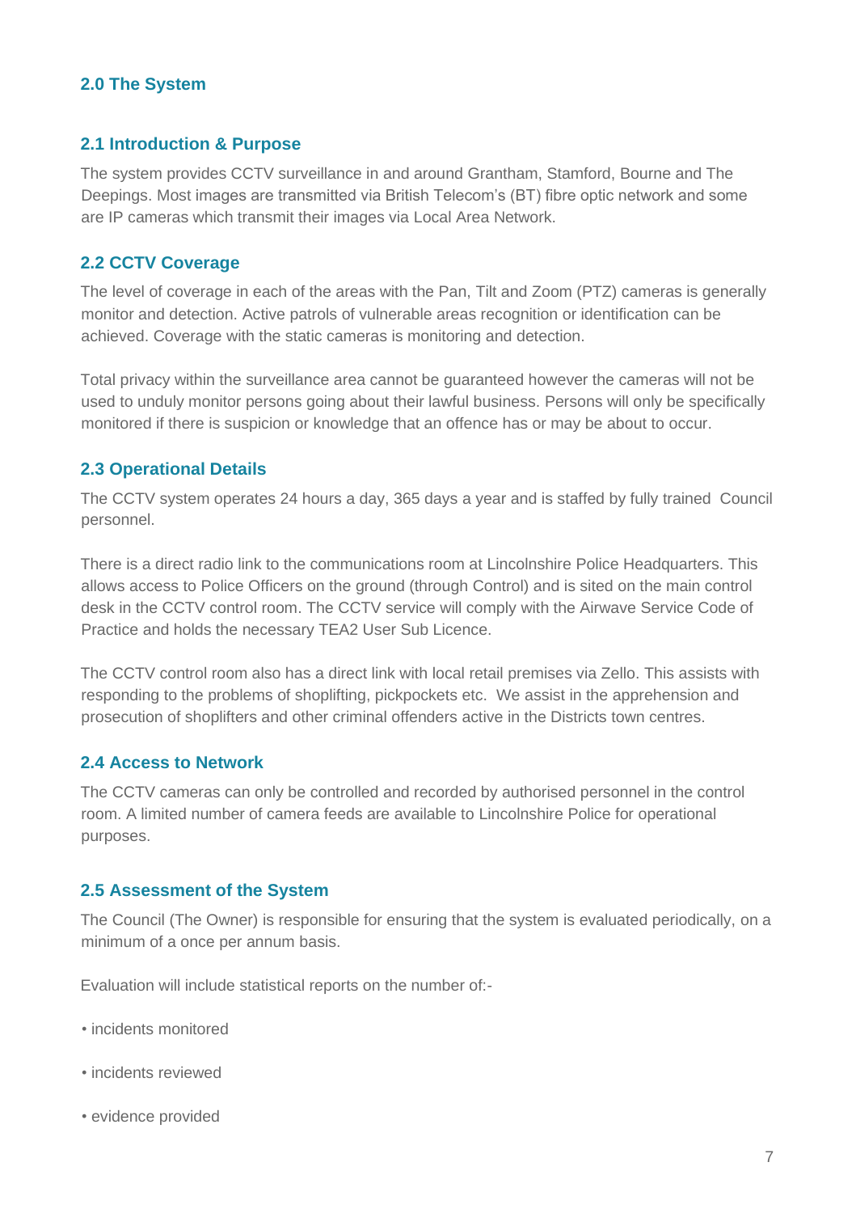## 2.0 The System

### 2.1 Introduction & Purpose

The system provides CCTV surveillance in and around Grantham, Stamford, Bourne and The Deepings. Most images are transmitted via British Telecom's (BT) fibre optic network and some are IP cameras which transmit their images via Local Area Network.

### 2.2 CCTV Coverage

The level of coverage in each of the areas with the Pan, Tilt and Zoom (PTZ) cameras is generally monitor and detection. Active patrols of vulnerable areas recognition or identification can be achieved. Coverage with the static cameras is monitoring and detection.

Total privacy within the surveillance area cannot be guaranteed however the cameras will not be used to unduly monitor persons going about their lawful business. Persons will only be specifically monitored if there is suspicion or knowledge that an offence has or may be about to occur.

### 2.3 Operational Details

The CCTV system operates 24 hours a day, 365 days a year and is staffed by fully trained Council personnel.

There is a direct radio link to the communications room at Lincolnshire Police Headquarters. This allows access to Police Officers on the ground (through Control) and is sited on the main control desk in the CCTV control room. The CCTV service will comply with the Airwave Service Code of Practice and holds the necessary TEA2 User Sub Licence.

The CCTV control room also has a direct link with local retail premises via Zello. This assists with responding to the problems of shoplifting, pickpockets etc. We assist in the apprehension and prosecution of shoplifters and other criminal offenders active in the Districts town centres.

### 2.4 Access to Network

The CCTV cameras can only be controlled and recorded by authorised personnel in the control room. A limited number of camera feeds are available to Lincolnshire Police for operational purposes.

### 2.5 Assessment of the System

The Council (The Owner) is responsible for ensuring that the system is evaluated periodically, on a minimum of a once per annum basis.

Evaluation will include statistical reports on the number of:-

- incidents monitored
- incidents reviewed
- evidence provided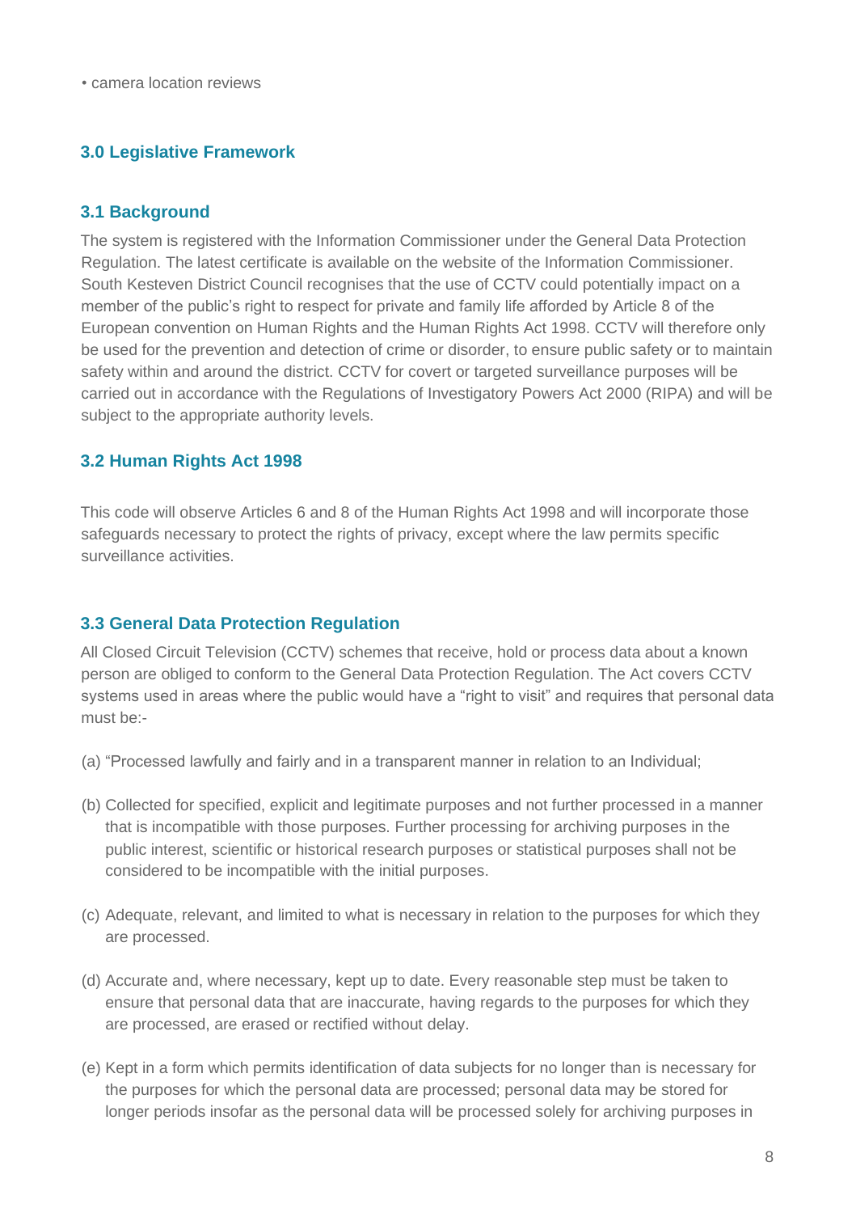- camera location reviews

## 3.0 Legislative Framework

### 3.1 Background

The system is registered with the Information Commissioner under the General Data Protection Regulation. The latest certificate is available on the website of the Information Commissioner. South Kesteven District Council recognises that the use of CCTV could potentially impact on a member of the public's right to respect for private and family life afforded by Article 8 of the European convention on Human Rights and the Human Rights Act 1998. CCTV will therefore only be used for the prevention and detection of crime or disorder, to ensure public safety or to maintain safety within and around the district. CCTV for covert or targeted surveillance purposes will be carried out in accordance with the Regulations of Investigatory Powers Act 2000 (RIPA) and will be subject to the appropriate authority levels.

### 3.2 Human Rights Act 1998

This code will observe Articles 6 and 8 of the Human Rights Act 1998 and will incorporate those safeguards necessary to protect the rights of privacy, except where the law permits specific surveillance activities.

### 3.3 General Data Protection Regulation

All Closed Circuit Television (CCTV) schemes that receive, hold or process data about a known person are obliged to conform to the General Data Protection Regulation. The Act covers CCTV systems used in areas where the public would have a "right to visit" and requires that personal data must be:-

(a) "Processed lawfully and fairly and in a transparent manner in relation to an Individual;

(b) Collected for specified, explicit and legitimate purposes and not further processed in a manner that is incompatible with those purposes. Further processing for archiving purposes in the public interest, scientific or historical research purposes or statistical purposes shall not be considered to be incompatible with the initial purposes.

(c) Adequate, relevant, and limited to what is necessary in relation to the purposes for which they are processed.

(d) Accurate and, where necessary, kept up to date. Every reasonable step must be taken to ensure that personal data that are inaccurate, having regards to the purposes for which they are processed, are erased or rectified without delay.

(e) Kept in a form which permits identification of data subjects for no longer than is necessary for the purposes for which the personal data are processed; personal data may be stored for longer periods insofar as the personal data will be processed solely for archiving purposes in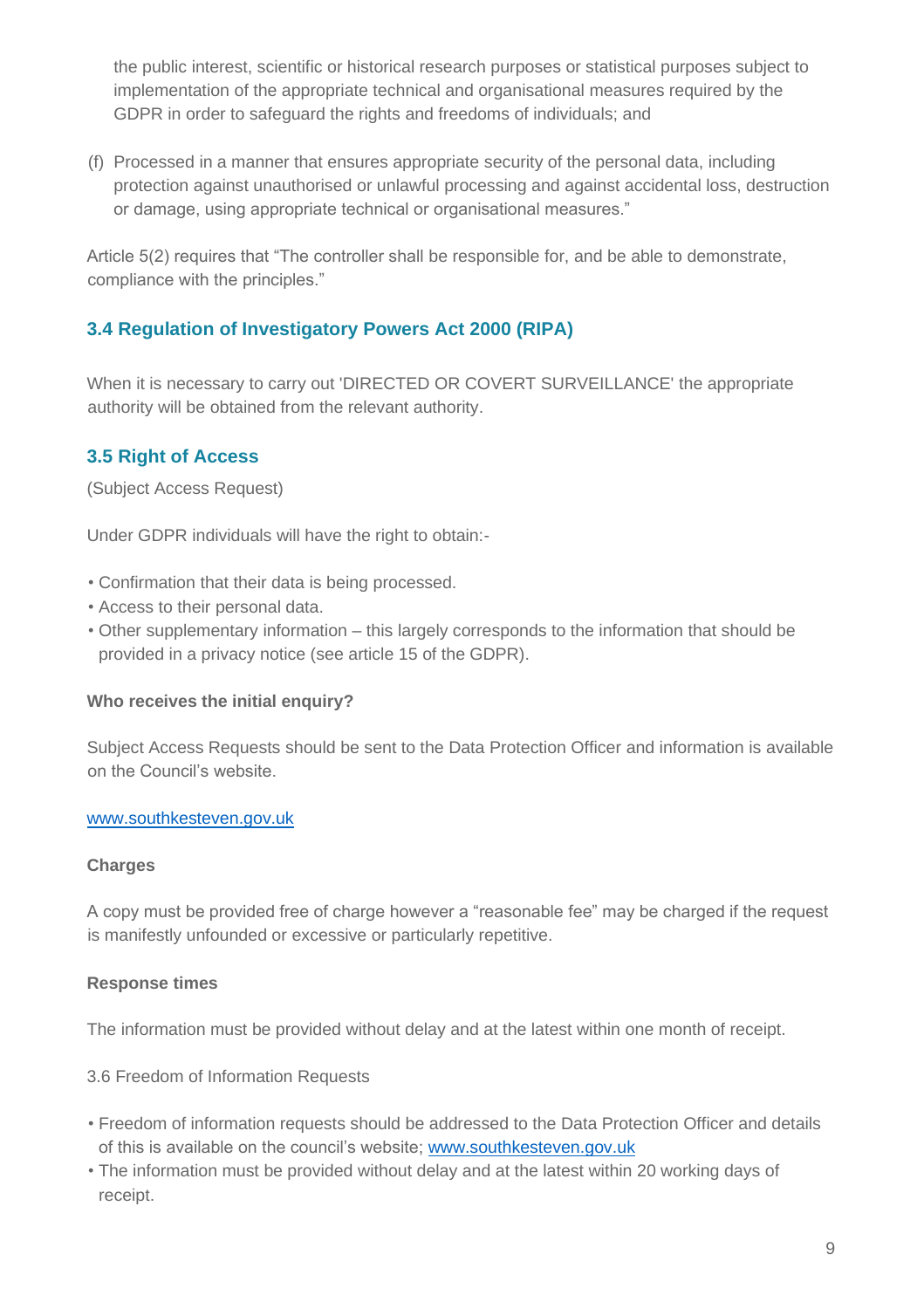the public interest, scientific or historical research purposes or statistical purposes subject to implementation of the appropriate technical and organisational measures required by the GDPR in order to safeguard the rights and freedoms of individuals; and

(f) Processed in a manner that ensures appropriate security of the personal data, including protection against unauthorised or unlawful processing and against accidental loss, destruction or damage, using appropriate technical or organisational measures."

Article 5(2) requires that "The controller shall be responsible for, and be able to demonstrate, compliance with the principles."

### 3.4 Regulation of Investigatory Powers Act 2000 (RIPA)

When it is necessary to carry out 'DIRECTED OR COVERT SURVEILLANCE' the appropriate authority will be obtained from the relevant authority.

### 3.5 Right of Access

(Subject Access Request)

Under GDPR individuals will have the right to obtain:-

- Confirmation that their data is being processed.
- Access to their personal data.
- Other supplementary information – this largely corresponds to the information that should be provided in a privacy notice (see article 15 of the GDPR).

**Who receives the initial enquiry?**

Subject Access Requests should be sent to the Data Protection Officer and information is available on the Council's website.

www.southkesteven.gov.uk

**Charges**

A copy must be provided free of charge however a "reasonable fee" may be charged if the request is manifestly unfounded or excessive or particularly repetitive.

**Response times**

The information must be provided without delay and at the latest within one month of receipt.

3.6 Freedom of Information Requests

- Freedom of information requests should be addressed to the Data Protection Officer and details of this is available on the council's website; www.southkesteven.gov.uk
- The information must be provided without delay and at the latest within 20 working days of receipt.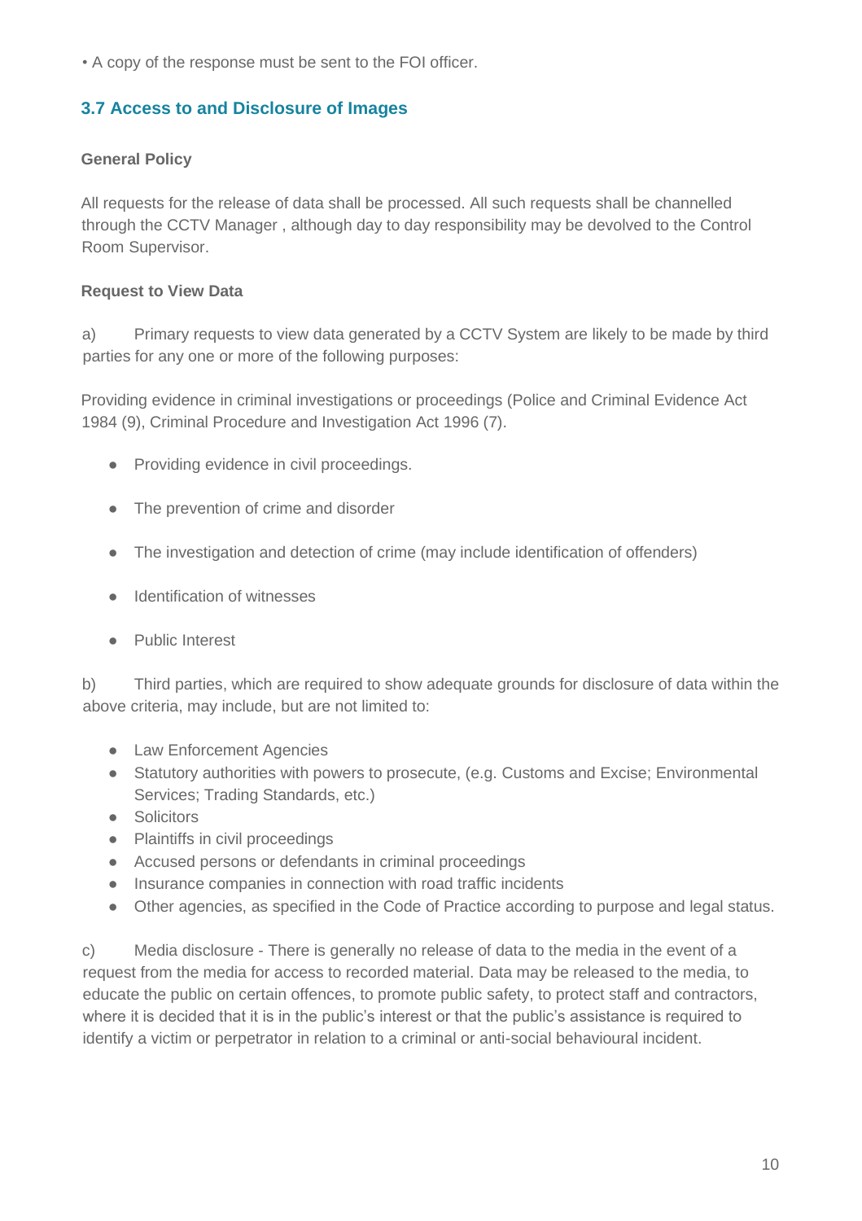• A copy of the response must be sent to the FOI officer.

### 3.7 Access to and Disclosure of Images

**General Policy**

All requests for the release of data shall be processed. All such requests shall be channelled through the CCTV Manager , although day to day responsibility may be devolved to the Control Room Supervisor.

**Request to View Data**

a) Primary requests to view data generated by a CCTV System are likely to be made by third parties for any one or more of the following purposes:

Providing evidence in criminal investigations or proceedings (Police and Criminal Evidence Act 1984 (9), Criminal Procedure and Investigation Act 1996 (7).

- Providing evidence in civil proceedings.
- The prevention of crime and disorder
- The investigation and detection of crime (may include identification of offenders)
- Identification of witnesses
- Public Interest

b) Third parties, which are required to show adequate grounds for disclosure of data within the above criteria, may include, but are not limited to:

- Law Enforcement Agencies
- Statutory authorities with powers to prosecute, (e.g. Customs and Excise; Environmental Services; Trading Standards, etc.)
- Solicitors
- Plaintiffs in civil proceedings
- Accused persons or defendants in criminal proceedings
- Insurance companies in connection with road traffic incidents
- Other agencies, as specified in the Code of Practice according to purpose and legal status.

c) Media disclosure - There is generally no release of data to the media in the event of a request from the media for access to recorded material. Data may be released to the media, to educate the public on certain offences, to promote public safety, to protect staff and contractors, where it is decided that it is in the public's interest or that the public's assistance is required to identify a victim or perpetrator in relation to a criminal or anti-social behavioural incident.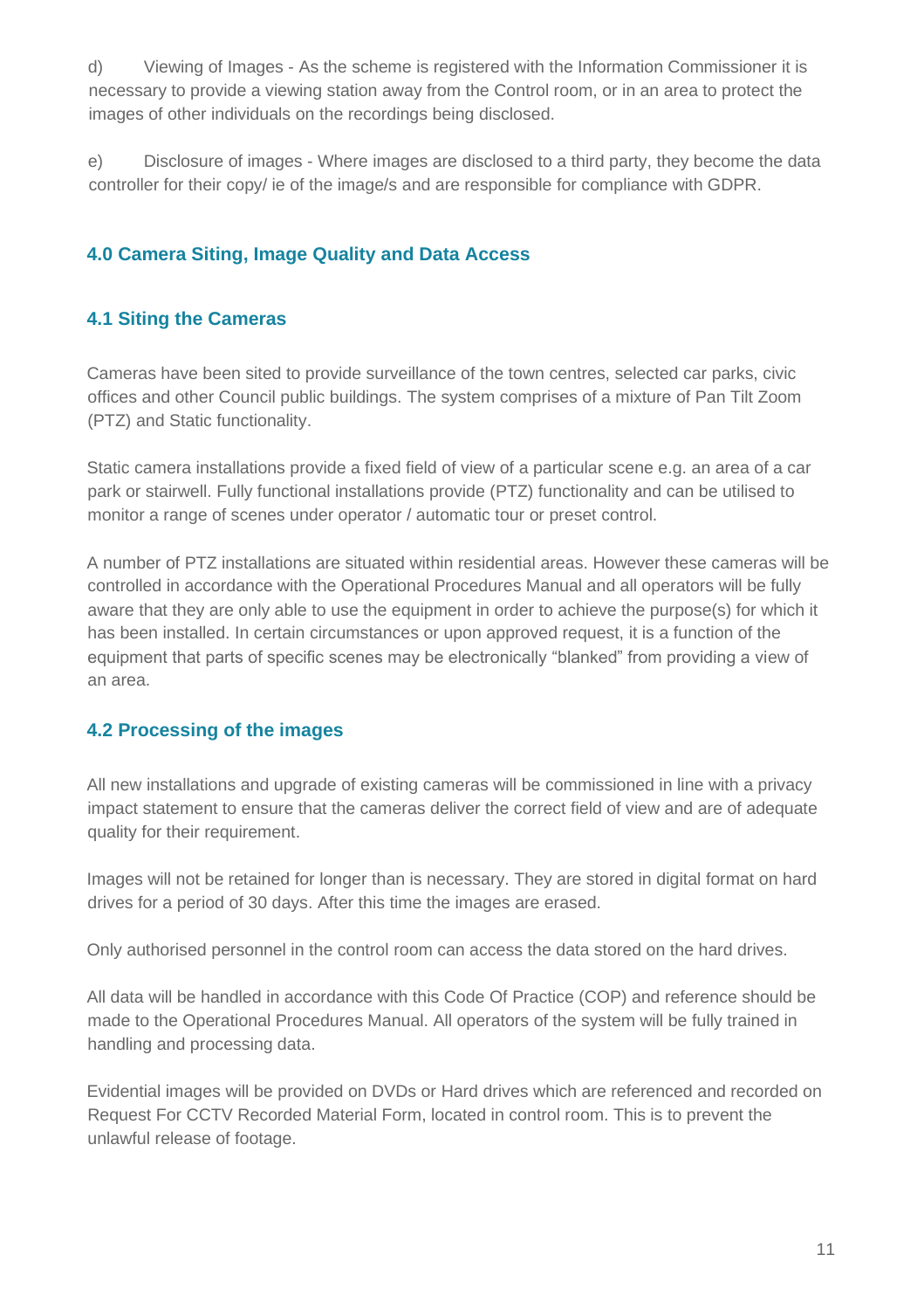d) Viewing of Images - As the scheme is registered with the Information Commissioner it is necessary to provide a viewing station away from the Control room, or in an area to protect the images of other individuals on the recordings being disclosed.

e) Disclosure of images - Where images are disclosed to a third party, they become the data controller for their copy/ ie of the image/s and are responsible for compliance with GDPR.

## 4.0 Camera Siting, Image Quality and Data Access

### 4.1 Siting the Cameras

Cameras have been sited to provide surveillance of the town centres, selected car parks, civic offices and other Council public buildings. The system comprises of a mixture of Pan Tilt Zoom (PTZ) and Static functionality.

Static camera installations provide a fixed field of view of a particular scene e.g. an area of a car park or stairwell. Fully functional installations provide (PTZ) functionality and can be utilised to monitor a range of scenes under operator / automatic tour or preset control.

A number of PTZ installations are situated within residential areas. However these cameras will be controlled in accordance with the Operational Procedures Manual and all operators will be fully aware that they are only able to use the equipment in order to achieve the purpose(s) for which it has been installed. In certain circumstances or upon approved request, it is a function of the equipment that parts of specific scenes may be electronically "blanked" from providing a view of an area.

### 4.2 Processing of the images

All new installations and upgrade of existing cameras will be commissioned in line with a privacy impact statement to ensure that the cameras deliver the correct field of view and are of adequate quality for their requirement.

Images will not be retained for longer than is necessary. They are stored in digital format on hard drives for a period of 30 days. After this time the images are erased.

Only authorised personnel in the control room can access the data stored on the hard drives.

All data will be handled in accordance with this Code Of Practice (COP) and reference should be made to the Operational Procedures Manual. All operators of the system will be fully trained in handling and processing data.

Evidential images will be provided on DVDs or Hard drives which are referenced and recorded on Request For CCTV Recorded Material Form, located in control room. This is to prevent the unlawful release of footage.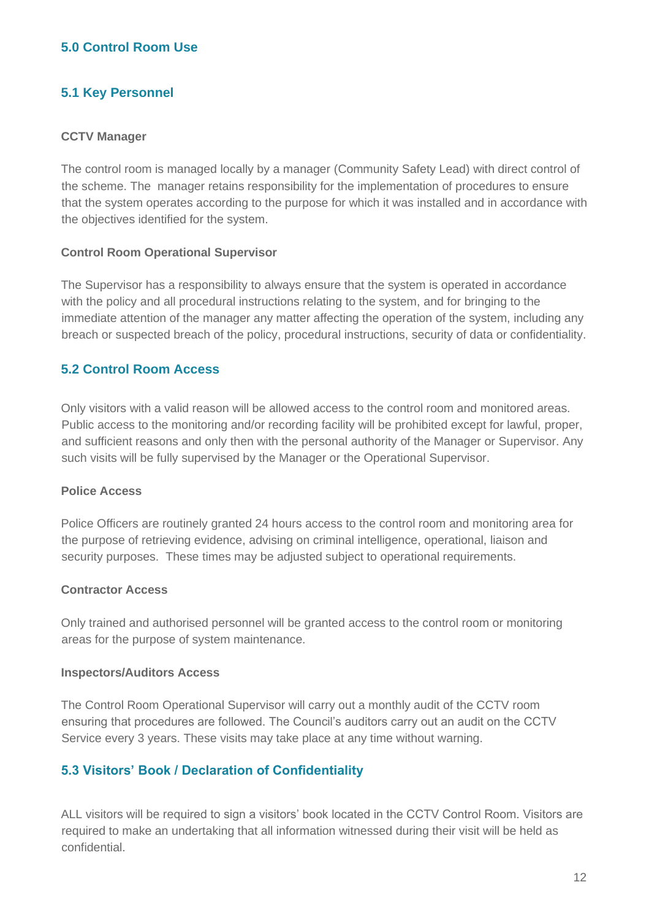## 5.0 Control Room Use

### 5.1 Key Personnel

**CCTV Manager**

The control room is managed locally by a manager (Community Safety Lead) with direct control of the scheme. The manager retains responsibility for the implementation of procedures to ensure that the system operates according to the purpose for which it was installed and in accordance with the objectives identified for the system.

**Control Room Operational Supervisor**

The Supervisor has a responsibility to always ensure that the system is operated in accordance with the policy and all procedural instructions relating to the system, and for bringing to the immediate attention of the manager any matter affecting the operation of the system, including any breach or suspected breach of the policy, procedural instructions, security of data or confidentiality.

### 5.2 Control Room Access

Only visitors with a valid reason will be allowed access to the control room and monitored areas. Public access to the monitoring and/or recording facility will be prohibited except for lawful, proper, and sufficient reasons and only then with the personal authority of the Manager or Supervisor. Any such visits will be fully supervised by the Manager or the Operational Supervisor.

**Police Access**

Police Officers are routinely granted 24 hours access to the control room and monitoring area for the purpose of retrieving evidence, advising on criminal intelligence, operational, liaison and security purposes. These times may be adjusted subject to operational requirements.

**Contractor Access**

Only trained and authorised personnel will be granted access to the control room or monitoring areas for the purpose of system maintenance.

**Inspectors/Auditors Access**

The Control Room Operational Supervisor will carry out a monthly audit of the CCTV room ensuring that procedures are followed. The Council's auditors carry out an audit on the CCTV Service every 3 years. These visits may take place at any time without warning.

### 5.3 Visitors' Book / Declaration of Confidentiality

ALL visitors will be required to sign a visitors' book located in the CCTV Control Room. Visitors are required to make an undertaking that all information witnessed during their visit will be held as confidential.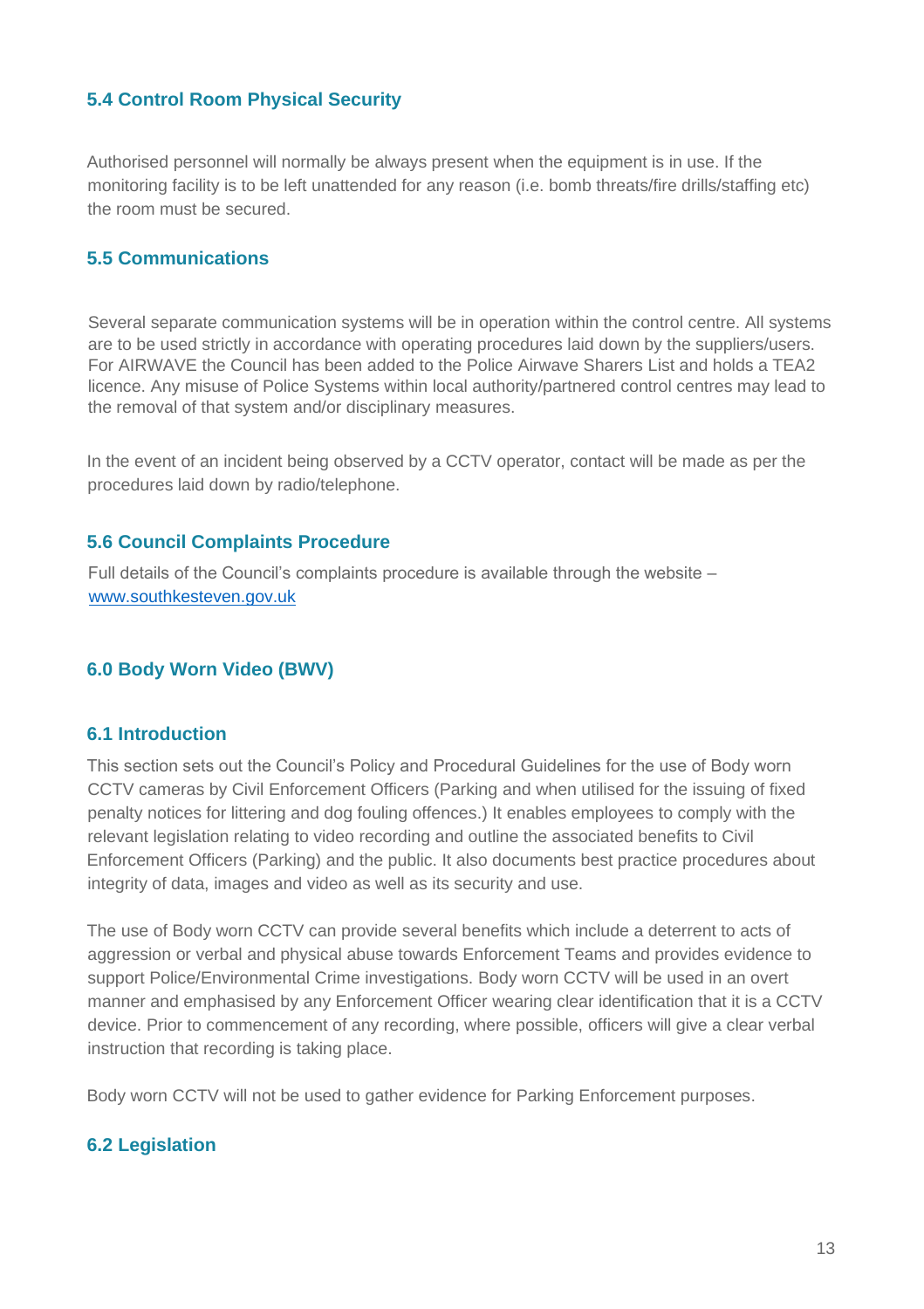### 5.4 Control Room Physical Security

Authorised personnel will normally be always present when the equipment is in use. If the monitoring facility is to be left unattended for any reason (i.e. bomb threats/fire drills/staffing etc) the room must be secured.

### 5.5 Communications

Several separate communication systems will be in operation within the control centre. All systems are to be used strictly in accordance with operating procedures laid down by the suppliers/users. For AIRWAVE the Council has been added to the Police Airwave Sharers List and holds a TEA2 licence. Any misuse of Police Systems within local authority/partnered control centres may lead to the removal of that system and/or disciplinary measures.

In the event of an incident being observed by a CCTV operator, contact will be made as per the procedures laid down by radio/telephone.

### 5.6 Council Complaints Procedure

Full details of the Council's complaints procedure is available through the website – [www.southkesteven.gov.uk](http://www.southkesteven.gov.uk)

## 6.0 Body Worn Video (BWV)

### 6.1 Introduction

This section sets out the Council's Policy and Procedural Guidelines for the use of Body worn CCTV cameras by Civil Enforcement Officers (Parking and when utilised for the issuing of fixed penalty notices for littering and dog fouling offences.) It enables employees to comply with the relevant legislation relating to video recording and outline the associated benefits to Civil Enforcement Officers (Parking) and the public. It also documents best practice procedures about integrity of data, images and video as well as its security and use.

The use of Body worn CCTV can provide several benefits which include a deterrent to acts of aggression or verbal and physical abuse towards Enforcement Teams and provides evidence to support Police/Environmental Crime investigations. Body worn CCTV will be used in an overt manner and emphasised by any Enforcement Officer wearing clear identification that it is a CCTV device. Prior to commencement of any recording, where possible, officers will give a clear verbal instruction that recording is taking place.

Body worn CCTV will not be used to gather evidence for Parking Enforcement purposes.

### 6.2 Legislation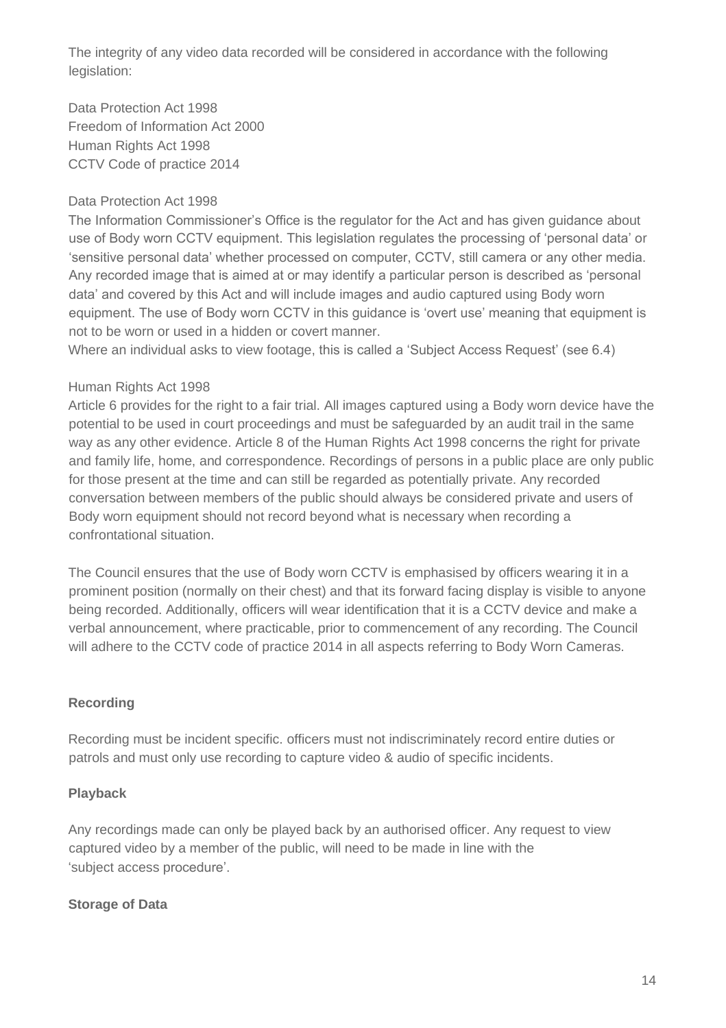The integrity of any video data recorded will be considered in accordance with the following legislation:

Data Protection Act 1998
Freedom of Information Act 2000
Human Rights Act 1998
CCTV Code of practice 2014

Data Protection Act 1998
The Information Commissioner's Office is the regulator for the Act and has given guidance about use of Body worn CCTV equipment. This legislation regulates the processing of 'personal data' or 'sensitive personal data' whether processed on computer, CCTV, still camera or any other media. Any recorded image that is aimed at or may identify a particular person is described as 'personal data' and covered by this Act and will include images and audio captured using Body worn equipment. The use of Body worn CCTV in this guidance is 'overt use' meaning that equipment is not to be worn or used in a hidden or covert manner.
Where an individual asks to view footage, this is called a 'Subject Access Request' (see 6.4)

Human Rights Act 1998
Article 6 provides for the right to a fair trial. All images captured using a Body worn device have the potential to be used in court proceedings and must be safeguarded by an audit trail in the same way as any other evidence. Article 8 of the Human Rights Act 1998 concerns the right for private and family life, home, and correspondence. Recordings of persons in a public place are only public for those present at the time and can still be regarded as potentially private. Any recorded conversation between members of the public should always be considered private and users of Body worn equipment should not record beyond what is necessary when recording a confrontational situation.

The Council ensures that the use of Body worn CCTV is emphasised by officers wearing it in a prominent position (normally on their chest) and that its forward facing display is visible to anyone being recorded. Additionally, officers will wear identification that it is a CCTV device and make a verbal announcement, where practicable, prior to commencement of any recording. The Council will adhere to the CCTV code of practice 2014 in all aspects referring to Body Worn Cameras.

**Recording**

Recording must be incident specific. officers must not indiscriminately record entire duties or patrols and must only use recording to capture video & audio of specific incidents.

**Playback**

Any recordings made can only be played back by an authorised officer. Any request to view captured video by a member of the public, will need to be made in line with the 'subject access procedure'.

**Storage of Data**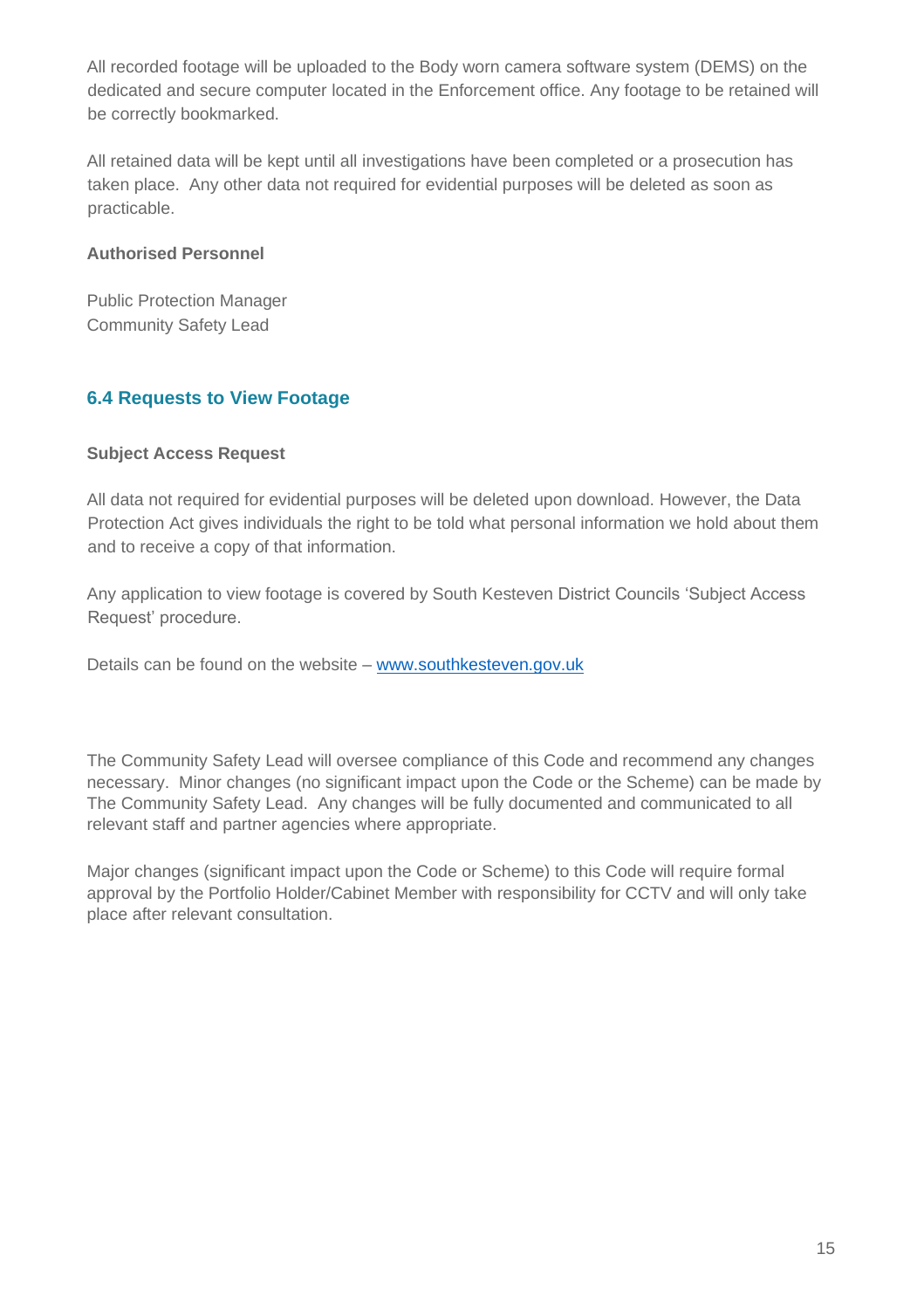All recorded footage will be uploaded to the Body worn camera software system (DEMS) on the dedicated and secure computer located in the Enforcement office. Any footage to be retained will be correctly bookmarked.

All retained data will be kept until all investigations have been completed or a prosecution has taken place. Any other data not required for evidential purposes will be deleted as soon as practicable.

**Authorised Personnel**

Public Protection Manager
Community Safety Lead

### 6.4 Requests to View Footage

**Subject Access Request**

All data not required for evidential purposes will be deleted upon download. However, the Data Protection Act gives individuals the right to be told what personal information we hold about them and to receive a copy of that information.

Any application to view footage is covered by South Kesteven District Councils 'Subject Access Request' procedure.

Details can be found on the website – [www.southkesteven.gov.uk](http://www.southkesteven.gov.uk)

The Community Safety Lead will oversee compliance of this Code and recommend any changes necessary. Minor changes (no significant impact upon the Code or the Scheme) can be made by The Community Safety Lead. Any changes will be fully documented and communicated to all relevant staff and partner agencies where appropriate.

Major changes (significant impact upon the Code or Scheme) to this Code will require formal approval by the Portfolio Holder/Cabinet Member with responsibility for CCTV and will only take place after relevant consultation.